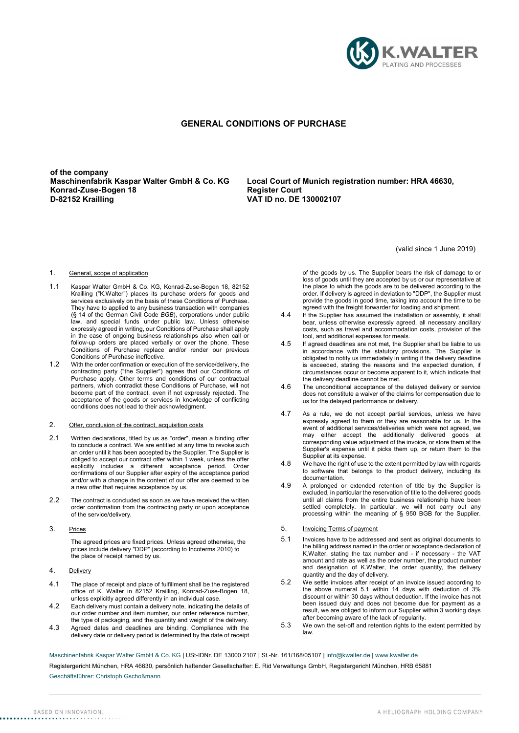# GENERAL CONDITIONS OF PURCHASE

**of the company**
**Maschinenfabrik Kaspar Walter GmbH & Co. KG**
**Konrad-Zuse-Bogen 18**
**D-82152 Krailling**

**Local Court of Munich registration number: HRA 46630,**
**Register Court**
**VAT ID no. DE 130002107**

(valid since 1 June 2019)

## 1. General, scope of application

1.1 Kaspar Walter GmbH & Co. KG, Konrad-Zuse-Bogen 18, 82152 Krailling ("K.Walter") places its purchase orders for goods and services exclusively on the basis of these Conditions of Purchase. They have to applied to any business transaction with companies (§ 14 of the German Civil Code *BGB*), corporations under public law, and special funds under public law. Unless otherwise expressly agreed in writing, our Conditions of Purchase shall apply in the case of ongoing business relationships also when call or follow-up orders are placed verbally or over the phone. These Conditions of Purchase replace and/or render our previous Conditions of Purchase ineffective.

1.2 With the order confirmation or execution of the service/delivery, the contracting party ("the Supplier") agrees that our Conditions of Purchase apply. Other terms and conditions of our contractual partners, which contradict these Conditions of Purchase, will not become part of the contract, even if not expressly rejected. The acceptance of the goods or services in knowledge of conflicting conditions does not lead to their acknowledgment.

## 2. Offer, conclusion of the contract, acquisition costs

2.1 Written declarations, titled by us as "order", mean a binding offer to conclude a contract. We are entitled at any time to revoke such an order until it has been accepted by the Supplier. The Supplier is obliged to accept our contract offer within 1 week, unless the offer explicitly includes a different acceptance period. Order confirmations of our Supplier after expiry of the acceptance period and/or with a change in the content of our offer are deemed to be a new offer that requires acceptance by us.

2.2 The contract is concluded as soon as we have received the written order confirmation from the contracting party or upon acceptance of the service/delivery.

## 3. Prices

The agreed prices are fixed prices. Unless agreed otherwise, the prices include delivery "DDP" (according to Incoterms 2010) to the place of receipt named by us.

## 4. Delivery

4.1 The place of receipt and place of fulfillment shall be the registered office of K. Walter in 82152 Krailling, Konrad-Zuse-Bogen 18, unless explicitly agreed differently in an individual case.

4.2 Each delivery must contain a delivery note, indicating the details of our order number and item number, our order reference number, the type of packaging, and the quantity and weight of the delivery.

4.3 Agreed dates and deadlines are binding. Compliance with the delivery date or delivery period is determined by the date of receipt of the goods by us. The Supplier bears the risk of damage to or loss of goods until they are accepted by us or our representative at the place to which the goods are to be delivered according to the order. If delivery is agreed in deviation to "DDP", the Supplier must provide the goods in good time, taking into account the time to be agreed with the freight forwarder for loading and shipment.

4.4 If the Supplier has assumed the installation or assembly, it shall bear, unless otherwise expressly agreed, all necessary ancillary costs, such as travel and accommodation costs, provision of the tool, and additional expenses for meals.

4.5 If agreed deadlines are not met, the Supplier shall be liable to us in accordance with the statutory provisions. The Supplier is obligated to notify us immediately in writing if the delivery deadline is exceeded, stating the reasons and the expected duration, if circumstances occur or become apparent to it, which indicate that the delivery deadline cannot be met.

4.6 The unconditional acceptance of the delayed delivery or service does not constitute a waiver of the claims for compensation due to us for the delayed performance or delivery.

4.7 As a rule, we do not accept partial services, unless we have expressly agreed to them or they are reasonable for us. In the event of additional services/deliveries which were not agreed, we may either accept the additionally delivered goods at corresponding value adjustment of the invoice, or store them at the Supplier's expense until it picks them up, or return them to the Supplier at its expense.

4.8 We have the right of use to the extent permitted by law with regards to software that belongs to the product delivery, including its documentation.

4.9 A prolonged or extended retention of title by the Supplier is excluded, in particular the reservation of title to the delivered goods until all claims from the entire business relationship have been settled completely. In particular, we will not carry out any processing within the meaning of § 950 BGB for the Supplier.

## 5. Invoicing Terms of payment

5.1 Invoices have to be addressed and sent as original documents to the billing address named in the order or acceptance declaration of K.Walter, stating the tax number and - if necessary - the VAT amount and rate as well as the order number, the product number and designation of K.Walter, the order quantity, the delivery quantity and the day of delivery.

5.2 We settle invoices after receipt of an invoice issued according to the above numeral 5.1 within 14 days with deduction of 3% discount or within 30 days without deduction. If the invoice has not been issued duly and does not become due for payment as a result, we are obliged to inform our Supplier within 3 working days after becoming aware of the lack of regularity.

5.3 We own the set-off and retention rights to the extent permitted by law.

Maschinenfabrik Kaspar Walter GmbH & Co. KG | USt-IDNr. DE 13000 2107 | St.-Nr. 161/168/05107 | info@kwalter.de | www.kwalter.de
Registergericht München, HRA 46630, persönlich haftender Gesellschafter: E. Rid Verwaltungs GmbH, Registergericht München, HRB 65881
Geschäftsführer: Christoph Gschoßmann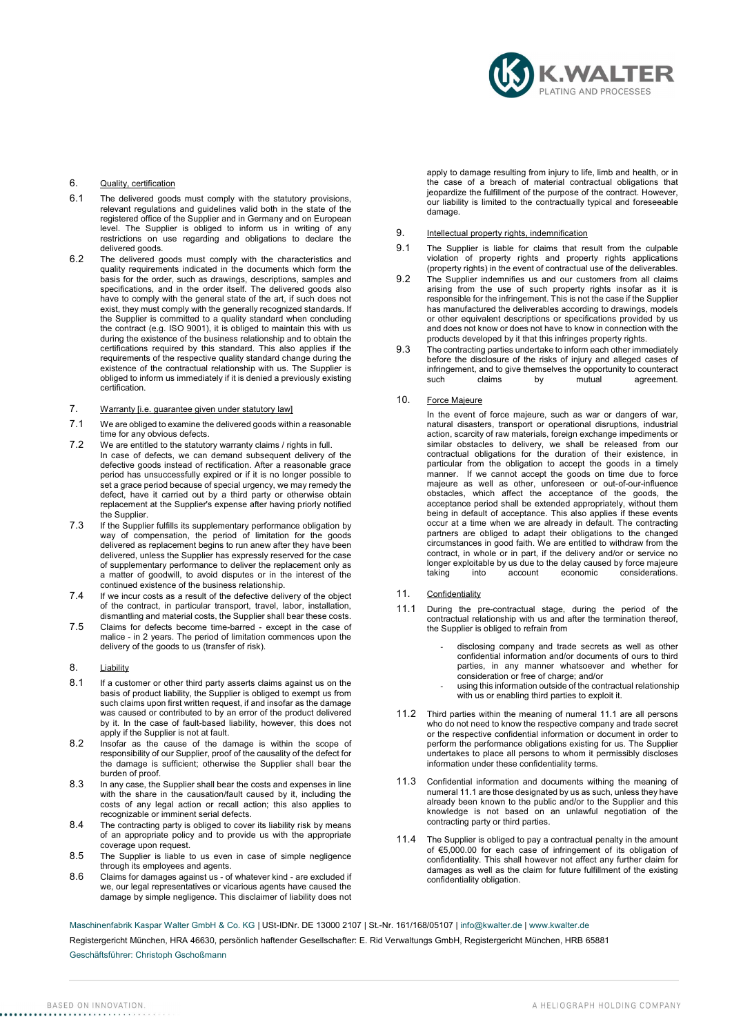## 6. Quality, certification

6.1 The delivered goods must comply with the statutory provisions, relevant regulations and guidelines valid both in the state of the registered office of the Supplier and in Germany and on European level. The Supplier is obliged to inform us in writing of any restrictions on use regarding and obligations to declare the delivered goods.

6.2 The delivered goods must comply with the characteristics and quality requirements indicated in the documents which form the basis for the order, such as drawings, descriptions, samples and specifications, and in the order itself. The delivered goods also have to comply with the general state of the art, if such does not exist, they must comply with the generally recognized standards. If the Supplier is committed to a quality standard when concluding the contract (e.g. ISO 9001), it is obliged to maintain this with us during the existence of the business relationship and to obtain the certifications required by this standard. This also applies if the requirements of the respective quality standard change during the existence of the contractual relationship with us. The Supplier is obliged to inform us immediately if it is denied a previously existing certification.

## 7. Warranty [i.e. guarantee given under statutory law]

7.1 We are obliged to examine the delivered goods within a reasonable time for any obvious defects.

7.2 We are entitled to the statutory warranty claims / rights in full. In case of defects, we can demand subsequent delivery of the defective goods instead of rectification. After a reasonable grace period has unsuccessfully expired or if it is no longer possible to set a grace period because of special urgency, we may remedy the defect, have it carried out by a third party or otherwise obtain replacement at the Supplier's expense after having priorly notified the Supplier.

7.3 If the Supplier fulfills its supplementary performance obligation by way of compensation, the period of limitation for the goods delivered as replacement begins to run anew after they have been delivered, unless the Supplier has expressly reserved for the case of supplementary performance to deliver the replacement only as a matter of goodwill, to avoid disputes or in the interest of the continued existence of the business relationship.

7.4 If we incur costs as a result of the defective delivery of the object of the contract, in particular transport, travel, labor, installation, dismantling and material costs, the Supplier shall bear these costs.

7.5 Claims for defects become time-barred - except in the case of malice - in 2 years. The period of limitation commences upon the delivery of the goods to us (transfer of risk).

## 8. Liability

8.1 If a customer or other third party asserts claims against us on the basis of product liability, the Supplier is obliged to exempt us from such claims upon first written request, if and insofar as the damage was caused or contributed to by an error of the product delivered by it. In the case of fault-based liability, however, this does not apply if the Supplier is not at fault.

8.2 Insofar as the cause of the damage is within the scope of responsibility of our Supplier, proof of the causality of the defect for the damage is sufficient; otherwise the Supplier shall bear the burden of proof.

8.3 In any case, the Supplier shall bear the costs and expenses in line with the share in the causation/fault caused by it, including the costs of any legal action or recall action; this also applies to recognizable or imminent serial defects.

8.4 The contracting party is obliged to cover its liability risk by means of an appropriate policy and to provide us with the appropriate coverage upon request.

8.5 The Supplier is liable to us even in case of simple negligence through its employees and agents.

8.6 Claims for damages against us - of whatever kind - are excluded if we, our legal representatives or vicarious agents have caused the damage by simple negligence. This disclaimer of liability does not apply to damage resulting from injury to life, limb and health, or in the case of a breach of material contractual obligations that jeopardize the fulfillment of the purpose of the contract. However, our liability is limited to the contractually typical and foreseeable damage.

## 9. Intellectual property rights, indemnification

9.1 The Supplier is liable for claims that result from the culpable violation of property rights and property rights applications (property rights) in the event of contractual use of the deliverables.

9.2 The Supplier indemnifies us and our customers from all claims arising from the use of such property rights insofar as it is responsible for the infringement. This is not the case if the Supplier has manufactured the deliverables according to drawings, models or other equivalent descriptions or specifications provided by us and does not know or does not have to know in connection with the products developed by it that this infringes property rights.

9.3 The contracting parties undertake to inform each other immediately before the disclosure of the risks of injury and alleged cases of infringement, and to give themselves the opportunity to counteract such claims by mutual agreement.

## 10. Force Majeure

In the event of force majeure, such as war or dangers of war, natural disasters, transport or operational disruptions, industrial action, scarcity of raw materials, foreign exchange impediments or similar obstacles to delivery, we shall be released from our contractual obligations for the duration of their existence, in particular from the obligation to accept the goods in a timely manner. If we cannot accept the goods on time due to force majeure as well as other, unforeseen or out-of-our-influence obstacles, which affect the acceptance of the goods, the acceptance period shall be extended appropriately, without them being in default of acceptance. This also applies if these events occur at a time when we are already in default. The contracting partners are obliged to adapt their obligations to the changed circumstances in good faith. We are entitled to withdraw from the contract, in whole or in part, if the delivery and/or or service no longer exploitable by us due to the delay caused by force majeure taking into account economic considerations.

## 11. Confidentiality

11.1 During the pre-contractual stage, during the period of the contractual relationship with us and after the termination thereof, the Supplier is obliged to refrain from

- disclosing company and trade secrets as well as other confidential information and/or documents of ours to third parties, in any manner whatsoever and whether for consideration or free of charge; and/or
- using this information outside of the contractual relationship with us or enabling third parties to exploit it.

11.2 Third parties within the meaning of numeral 11.1 are all persons who do not need to know the respective company and trade secret or the respective confidential information or document in order to perform the performance obligations existing for us. The Supplier undertakes to place all persons to whom it permissibly discloses information under these confidentiality terms.

11.3 Confidential information and documents withing the meaning of numeral 11.1 are those designated by us as such, unless they have already been known to the public and/or to the Supplier and this knowledge is not based on an unlawful negotiation of the contracting party or third parties.

11.4 The Supplier is obliged to pay a contractual penalty in the amount of €5,000.00 for each case of infringement of its obligation of confidentiality. This shall however not affect any further claim for damages as well as the claim for future fulfillment of the existing confidentiality obligation.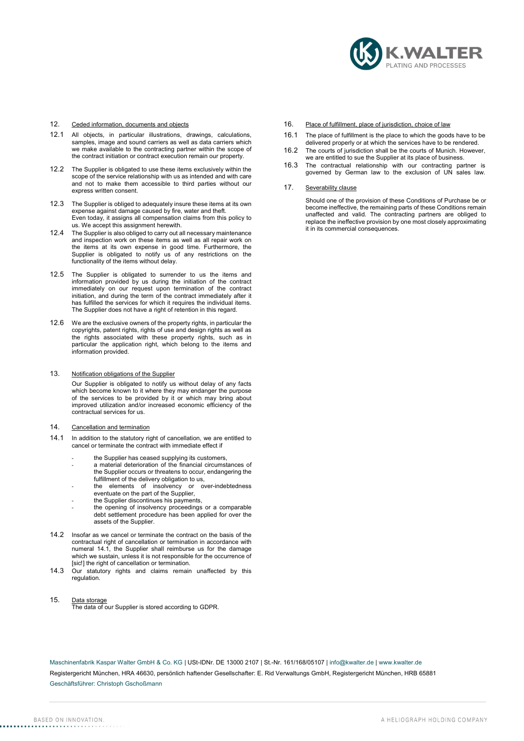## 12. Ceded information, documents and objects

12.1 All objects, in particular illustrations, drawings, calculations, samples, image and sound carriers as well as data carriers which we make available to the contracting partner within the scope of the contract initiation or contract execution remain our property.

12.2 The Supplier is obligated to use these items exclusively within the scope of the service relationship with us as intended and with care and not to make them accessible to third parties without our express written consent.

12.3 The Supplier is obliged to adequately insure these items at its own expense against damage caused by fire, water and theft. Even today, it assigns all compensation claims from this policy to us. We accept this assignment herewith.

12.4 The Supplier is also obliged to carry out all necessary maintenance and inspection work on these items as well as all repair work on the items at its own expense in good time. Furthermore, the Supplier is obligated to notify us of any restrictions on the functionality of the items without delay.

12.5 The Supplier is obligated to surrender to us the items and information provided by us during the initiation of the contract immediately on our request upon termination of the contract initiation, and during the term of the contract immediately after it has fulfilled the services for which it requires the individual items. The Supplier does not have a right of retention in this regard.

12.6 We are the exclusive owners of the property rights, in particular the copyrights, patent rights, rights of use and design rights as well as the rights associated with these property rights, such as in particular the application right, which belong to the items and information provided.

## 13. Notification obligations of the Supplier

Our Supplier is obligated to notify us without delay of any facts which become known to it where they may endanger the purpose of the services to be provided by it or which may bring about improved utilization and/or increased economic efficiency of the contractual services for us.

## 14. Cancellation and termination

14.1 In addition to the statutory right of cancellation, we are entitled to cancel or terminate the contract with immediate effect if

- the Supplier has ceased supplying its customers,
- a material deterioration of the financial circumstances of the Supplier occurs or threatens to occur, endangering the fulfillment of the delivery obligation to us,
- the elements of insolvency or over-indebtedness eventuate on the part of the Supplier,
- the Supplier discontinues his payments,
- the opening of insolvency proceedings or a comparable debt settlement procedure has been applied for over the assets of the Supplier.

14.2 Insofar as we cancel or terminate the contract on the basis of the contractual right of cancellation or termination in accordance with numeral 14.1, the Supplier shall reimburse us for the damage which we sustain, unless it is not responsible for the occurrence of [sic!] the right of cancellation or termination.

14.3 Our statutory rights and claims remain unaffected by this regulation.

## 15. Data storage

The data of our Supplier is stored according to GDPR.

## 16. Place of fulfillment, place of jurisdiction, choice of law

16.1 The place of fulfillment is the place to which the goods have to be delivered properly or at which the services have to be rendered.

16.2 The courts of jurisdiction shall be the courts of Munich. However, we are entitled to sue the Supplier at its place of business.

16.3 The contractual relationship with our contracting partner is governed by German law to the exclusion of UN sales law.

## 17. Severability clause

Should one of the provision of these Conditions of Purchase be or become ineffective, the remaining parts of these Conditions remain unaffected and valid. The contracting partners are obliged to replace the ineffective provision by one most closely approximating it in its commercial consequences.

Maschinenfabrik Kaspar Walter GmbH & Co. KG | USt-IDNr. DE 13000 2107 | St.-Nr. 161/168/05107 | info@kwalter.de | www.kwalter.de
Registergericht München, HRA 46630, persönlich haftender Gesellschafter: E. Rid Verwaltungs GmbH, Registergericht München, HRB 65881
Geschäftsführer: Christoph Gschoßmann